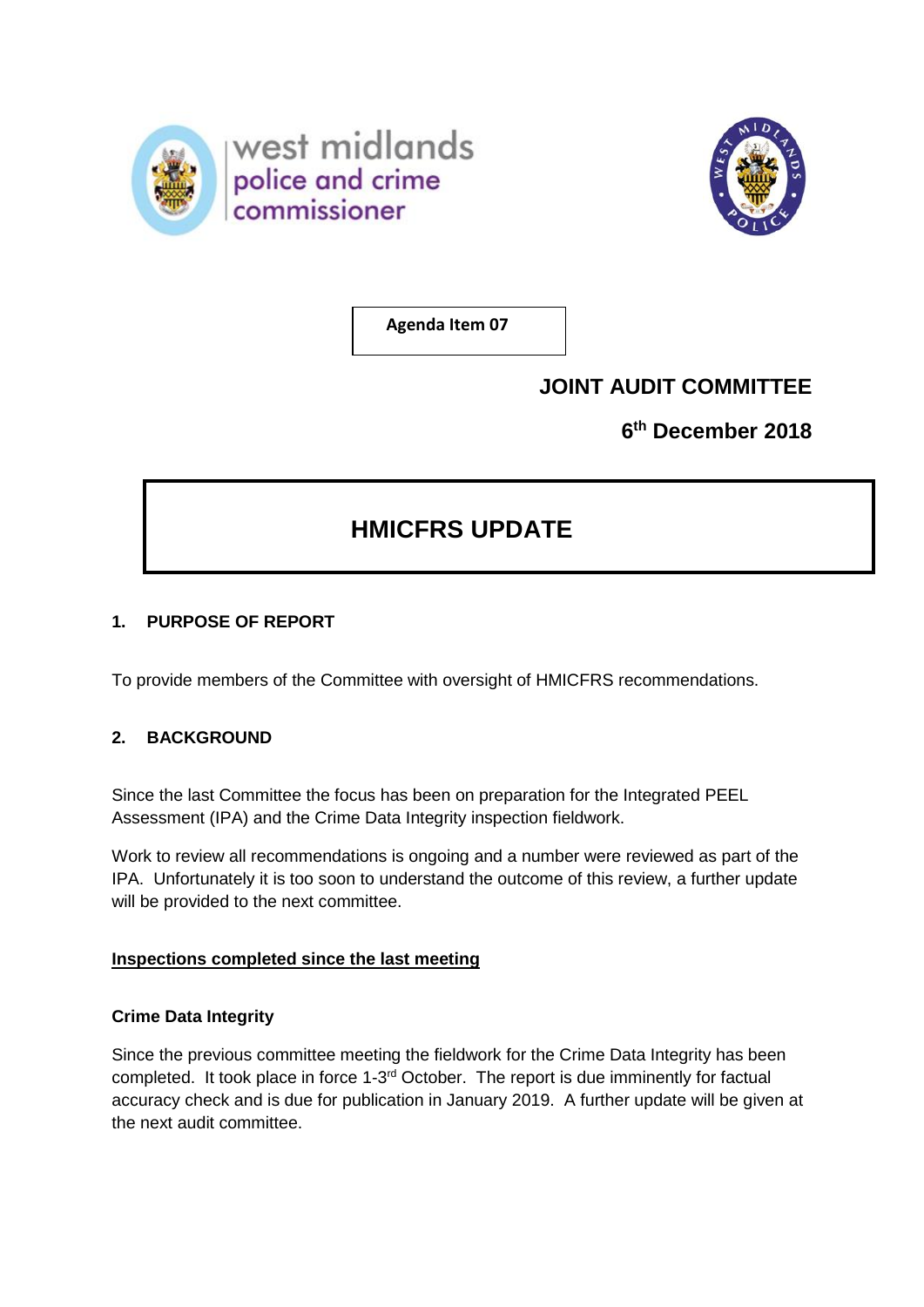west midlands police and crime commissioner

**Agenda Item 07**

**JOINT AUDIT COMMITTEE**

**6th December 2018**

# HMICFRS UPDATE

## 1. PURPOSE OF REPORT

To provide members of the Committee with oversight of HMICFRS recommendations.

## 2. BACKGROUND

Since the last Committee the focus has been on preparation for the Integrated PEEL Assessment (IPA) and the Crime Data Integrity inspection fieldwork.

Work to review all recommendations is ongoing and a number were reviewed as part of the IPA. Unfortunately it is too soon to understand the outcome of this review, a further update will be provided to the next committee.

**Inspections completed since the last meeting**

**Crime Data Integrity**

Since the previous committee meeting the fieldwork for the Crime Data Integrity has been completed. It took place in force 1-3rd October. The report is due imminently for factual accuracy check and is due for publication in January 2019. A further update will be given at the next audit committee.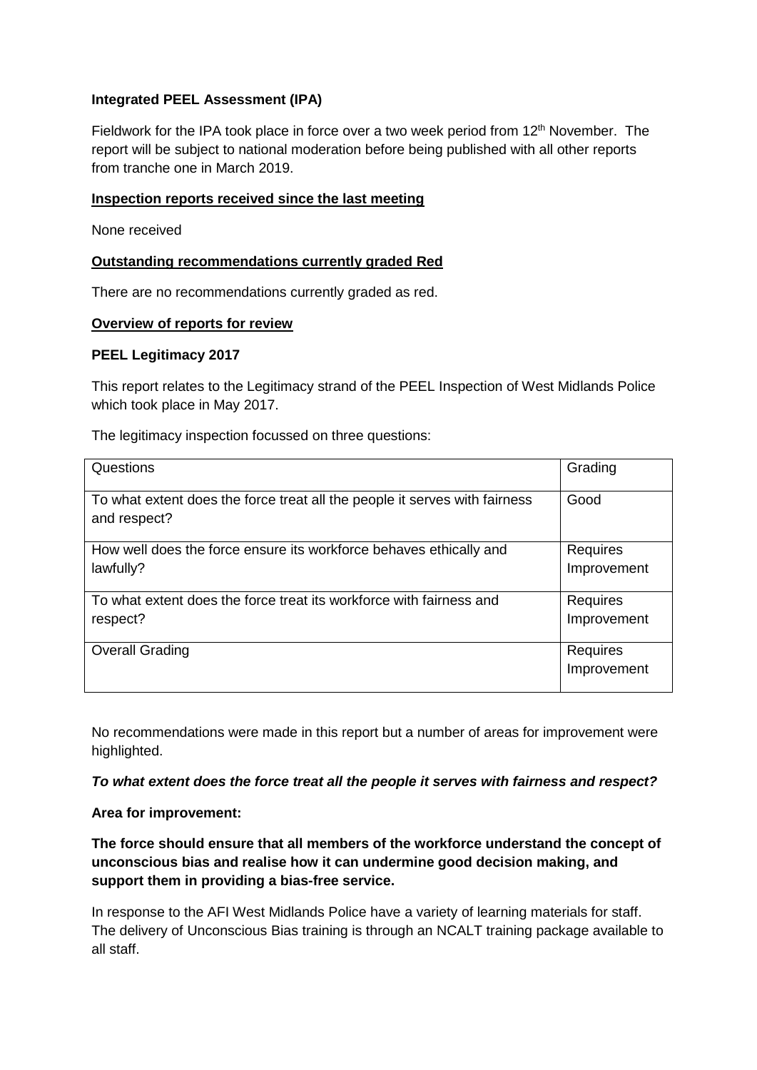**Integrated PEEL Assessment (IPA)**

Fieldwork for the IPA took place in force over a two week period from 12th November. The report will be subject to national moderation before being published with all other reports from tranche one in March 2019.

**Inspection reports received since the last meeting**

None received

**Outstanding recommendations currently graded Red**

There are no recommendations currently graded as red.

**Overview of reports for review**

**PEEL Legitimacy 2017**

This report relates to the Legitimacy strand of the PEEL Inspection of West Midlands Police which took place in May 2017.

The legitimacy inspection focussed on three questions:

| Questions | Grading |
|---|---|
| To what extent does the force treat all the people it serves with fairness and respect? | Good |
| How well does the force ensure its workforce behaves ethically and lawfully? | Requires Improvement |
| To what extent does the force treat its workforce with fairness and respect? | Requires Improvement |
| Overall Grading | Requires Improvement |

No recommendations were made in this report but a number of areas for improvement were highlighted.

***To what extent does the force treat all the people it serves with fairness and respect?***

**Area for improvement:**

**The force should ensure that all members of the workforce understand the concept of unconscious bias and realise how it can undermine good decision making, and support them in providing a bias-free service.**

In response to the AFI West Midlands Police have a variety of learning materials for staff. The delivery of Unconscious Bias training is through an NCALT training package available to all staff.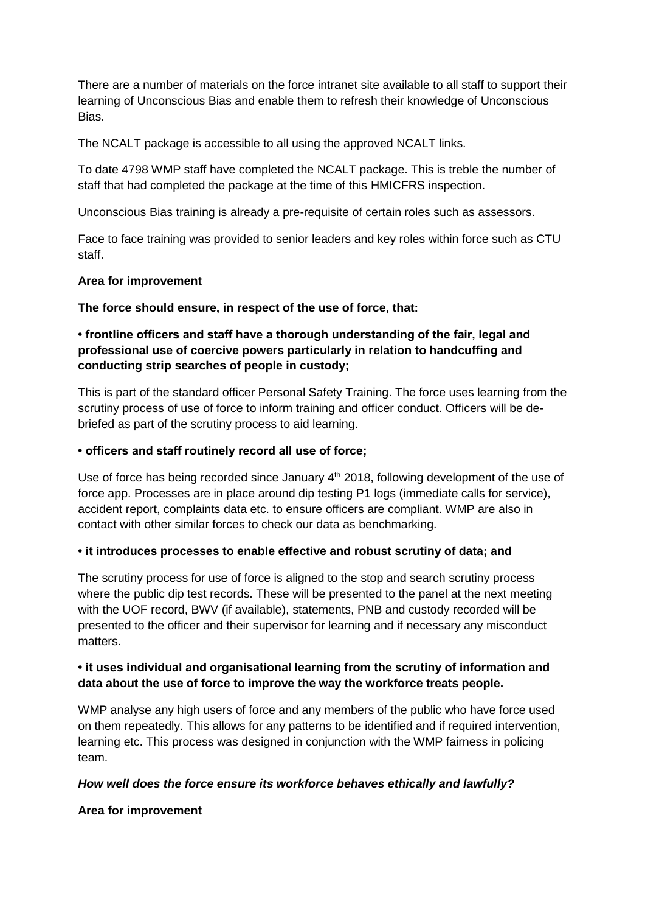There are a number of materials on the force intranet site available to all staff to support their learning of Unconscious Bias and enable them to refresh their knowledge of Unconscious Bias.

The NCALT package is accessible to all using the approved NCALT links.

To date 4798 WMP staff have completed the NCALT package. This is treble the number of staff that had completed the package at the time of this HMICFRS inspection.

Unconscious Bias training is already a pre-requisite of certain roles such as assessors.

Face to face training was provided to senior leaders and key roles within force such as CTU staff.

**Area for improvement**

**The force should ensure, in respect of the use of force, that:**

**• frontline officers and staff have a thorough understanding of the fair, legal and professional use of coercive powers particularly in relation to handcuffing and conducting strip searches of people in custody;**

This is part of the standard officer Personal Safety Training. The force uses learning from the scrutiny process of use of force to inform training and officer conduct. Officers will be de-briefed as part of the scrutiny process to aid learning.

**• officers and staff routinely record all use of force;**

Use of force has being recorded since January 4th 2018, following development of the use of force app. Processes are in place around dip testing P1 logs (immediate calls for service), accident report, complaints data etc. to ensure officers are compliant. WMP are also in contact with other similar forces to check our data as benchmarking.

**• it introduces processes to enable effective and robust scrutiny of data; and**

The scrutiny process for use of force is aligned to the stop and search scrutiny process where the public dip test records. These will be presented to the panel at the next meeting with the UOF record, BWV (if available), statements, PNB and custody recorded will be presented to the officer and their supervisor for learning and if necessary any misconduct matters.

**• it uses individual and organisational learning from the scrutiny of information and data about the use of force to improve the way the workforce treats people.**

WMP analyse any high users of force and any members of the public who have force used on them repeatedly. This allows for any patterns to be identified and if required intervention, learning etc. This process was designed in conjunction with the WMP fairness in policing team.

***How well does the force ensure its workforce behaves ethically and lawfully?***

**Area for improvement**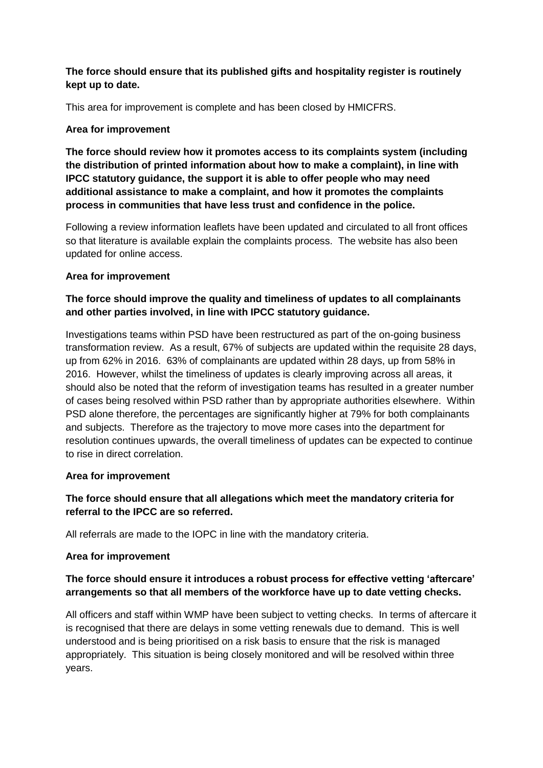**The force should ensure that its published gifts and hospitality register is routinely kept up to date.**

This area for improvement is complete and has been closed by HMICFRS.

**Area for improvement**

**The force should review how it promotes access to its complaints system (including the distribution of printed information about how to make a complaint), in line with IPCC statutory guidance, the support it is able to offer people who may need additional assistance to make a complaint, and how it promotes the complaints process in communities that have less trust and confidence in the police.**

Following a review information leaflets have been updated and circulated to all front offices so that literature is available explain the complaints process. The website has also been updated for online access.

**Area for improvement**

**The force should improve the quality and timeliness of updates to all complainants and other parties involved, in line with IPCC statutory guidance.**

Investigations teams within PSD have been restructured as part of the on-going business transformation review. As a result, 67% of subjects are updated within the requisite 28 days, up from 62% in 2016. 63% of complainants are updated within 28 days, up from 58% in 2016. However, whilst the timeliness of updates is clearly improving across all areas, it should also be noted that the reform of investigation teams has resulted in a greater number of cases being resolved within PSD rather than by appropriate authorities elsewhere. Within PSD alone therefore, the percentages are significantly higher at 79% for both complainants and subjects. Therefore as the trajectory to move more cases into the department for resolution continues upwards, the overall timeliness of updates can be expected to continue to rise in direct correlation.

**Area for improvement**

**The force should ensure that all allegations which meet the mandatory criteria for referral to the IPCC are so referred.**

All referrals are made to the IOPC in line with the mandatory criteria.

**Area for improvement**

**The force should ensure it introduces a robust process for effective vetting 'aftercare' arrangements so that all members of the workforce have up to date vetting checks.**

All officers and staff within WMP have been subject to vetting checks. In terms of aftercare it is recognised that there are delays in some vetting renewals due to demand. This is well understood and is being prioritised on a risk basis to ensure that the risk is managed appropriately. This situation is being closely monitored and will be resolved within three years.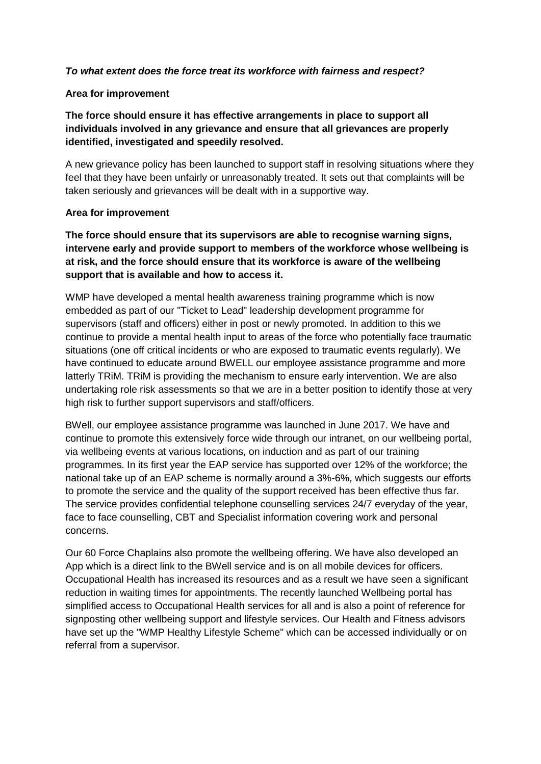***To what extent does the force treat its workforce with fairness and respect?***

**Area for improvement**

**The force should ensure it has effective arrangements in place to support all individuals involved in any grievance and ensure that all grievances are properly identified, investigated and speedily resolved.**

A new grievance policy has been launched to support staff in resolving situations where they feel that they have been unfairly or unreasonably treated. It sets out that complaints will be taken seriously and grievances will be dealt with in a supportive way.

**Area for improvement**

**The force should ensure that its supervisors are able to recognise warning signs, intervene early and provide support to members of the workforce whose wellbeing is at risk, and the force should ensure that its workforce is aware of the wellbeing support that is available and how to access it.**

WMP have developed a mental health awareness training programme which is now embedded as part of our "Ticket to Lead" leadership development programme for supervisors (staff and officers) either in post or newly promoted. In addition to this we continue to provide a mental health input to areas of the force who potentially face traumatic situations (one off critical incidents or who are exposed to traumatic events regularly). We have continued to educate around BWELL our employee assistance programme and more latterly TRiM. TRiM is providing the mechanism to ensure early intervention. We are also undertaking role risk assessments so that we are in a better position to identify those at very high risk to further support supervisors and staff/officers.

BWell, our employee assistance programme was launched in June 2017. We have and continue to promote this extensively force wide through our intranet, on our wellbeing portal, via wellbeing events at various locations, on induction and as part of our training programmes. In its first year the EAP service has supported over 12% of the workforce; the national take up of an EAP scheme is normally around a 3%-6%, which suggests our efforts to promote the service and the quality of the support received has been effective thus far. The service provides confidential telephone counselling services 24/7 everyday of the year, face to face counselling, CBT and Specialist information covering work and personal concerns.

Our 60 Force Chaplains also promote the wellbeing offering. We have also developed an App which is a direct link to the BWell service and is on all mobile devices for officers. Occupational Health has increased its resources and as a result we have seen a significant reduction in waiting times for appointments. The recently launched Wellbeing portal has simplified access to Occupational Health services for all and is also a point of reference for signposting other wellbeing support and lifestyle services. Our Health and Fitness advisors have set up the "WMP Healthy Lifestyle Scheme" which can be accessed individually or on referral from a supervisor.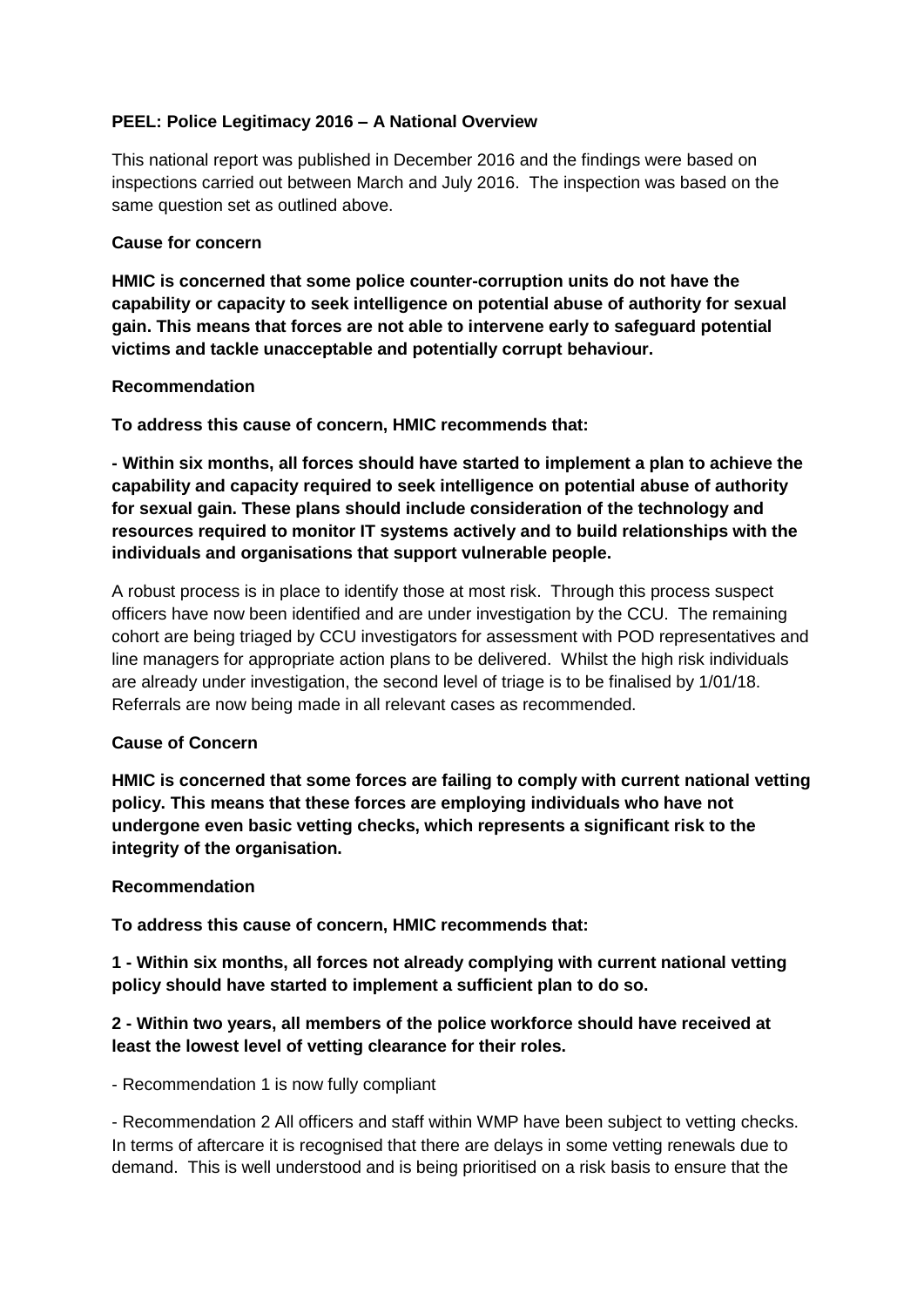**PEEL: Police Legitimacy 2016 – A National Overview**

This national report was published in December 2016 and the findings were based on inspections carried out between March and July 2016. The inspection was based on the same question set as outlined above.

**Cause for concern**

**HMIC is concerned that some police counter-corruption units do not have the capability or capacity to seek intelligence on potential abuse of authority for sexual gain. This means that forces are not able to intervene early to safeguard potential victims and tackle unacceptable and potentially corrupt behaviour.**

**Recommendation**

**To address this cause of concern, HMIC recommends that:**

**- Within six months, all forces should have started to implement a plan to achieve the capability and capacity required to seek intelligence on potential abuse of authority for sexual gain. These plans should include consideration of the technology and resources required to monitor IT systems actively and to build relationships with the individuals and organisations that support vulnerable people.**

A robust process is in place to identify those at most risk. Through this process suspect officers have now been identified and are under investigation by the CCU. The remaining cohort are being triaged by CCU investigators for assessment with POD representatives and line managers for appropriate action plans to be delivered. Whilst the high risk individuals are already under investigation, the second level of triage is to be finalised by 1/01/18. Referrals are now being made in all relevant cases as recommended.

**Cause of Concern**

**HMIC is concerned that some forces are failing to comply with current national vetting policy. This means that these forces are employing individuals who have not undergone even basic vetting checks, which represents a significant risk to the integrity of the organisation.**

**Recommendation**

**To address this cause of concern, HMIC recommends that:**

**1 - Within six months, all forces not already complying with current national vetting policy should have started to implement a sufficient plan to do so.**

**2 - Within two years, all members of the police workforce should have received at least the lowest level of vetting clearance for their roles.**

- Recommendation 1 is now fully compliant

- Recommendation 2 All officers and staff within WMP have been subject to vetting checks. In terms of aftercare it is recognised that there are delays in some vetting renewals due to demand. This is well understood and is being prioritised on a risk basis to ensure that the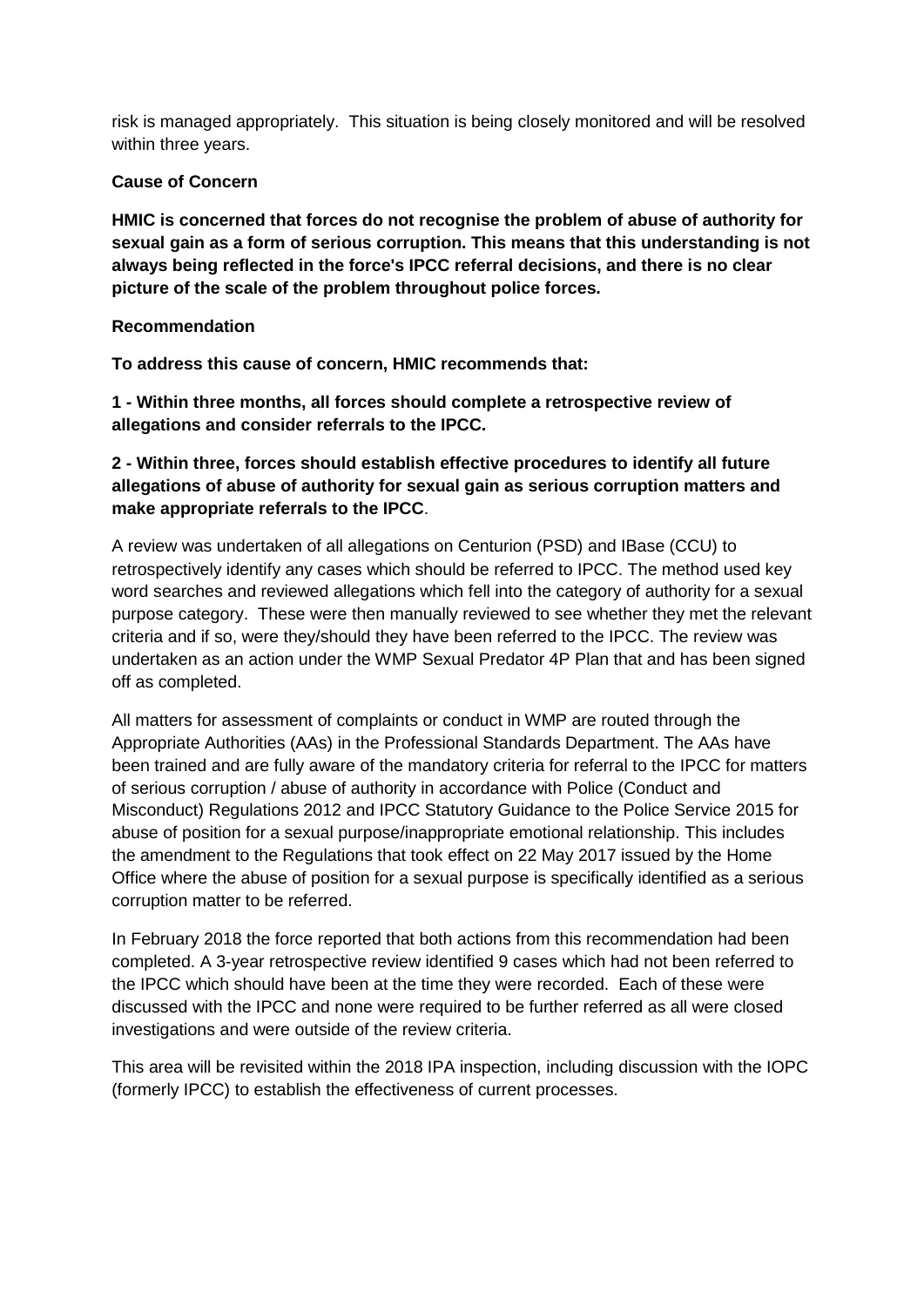risk is managed appropriately. This situation is being closely monitored and will be resolved within three years.

**Cause of Concern**

**HMIC is concerned that forces do not recognise the problem of abuse of authority for sexual gain as a form of serious corruption. This means that this understanding is not always being reflected in the force's IPCC referral decisions, and there is no clear picture of the scale of the problem throughout police forces.**

**Recommendation**

**To address this cause of concern, HMIC recommends that:**

**1 - Within three months, all forces should complete a retrospective review of allegations and consider referrals to the IPCC.**

**2 - Within three, forces should establish effective procedures to identify all future allegations of abuse of authority for sexual gain as serious corruption matters and make appropriate referrals to the IPCC**.

A review was undertaken of all allegations on Centurion (PSD) and IBase (CCU) to retrospectively identify any cases which should be referred to IPCC. The method used key word searches and reviewed allegations which fell into the category of authority for a sexual purpose category. These were then manually reviewed to see whether they met the relevant criteria and if so, were they/should they have been referred to the IPCC. The review was undertaken as an action under the WMP Sexual Predator 4P Plan that and has been signed off as completed.

All matters for assessment of complaints or conduct in WMP are routed through the Appropriate Authorities (AAs) in the Professional Standards Department. The AAs have been trained and are fully aware of the mandatory criteria for referral to the IPCC for matters of serious corruption / abuse of authority in accordance with Police (Conduct and Misconduct) Regulations 2012 and IPCC Statutory Guidance to the Police Service 2015 for abuse of position for a sexual purpose/inappropriate emotional relationship. This includes the amendment to the Regulations that took effect on 22 May 2017 issued by the Home Office where the abuse of position for a sexual purpose is specifically identified as a serious corruption matter to be referred.

In February 2018 the force reported that both actions from this recommendation had been completed. A 3-year retrospective review identified 9 cases which had not been referred to the IPCC which should have been at the time they were recorded. Each of these were discussed with the IPCC and none were required to be further referred as all were closed investigations and were outside of the review criteria.

This area will be revisited within the 2018 IPA inspection, including discussion with the IOPC (formerly IPCC) to establish the effectiveness of current processes.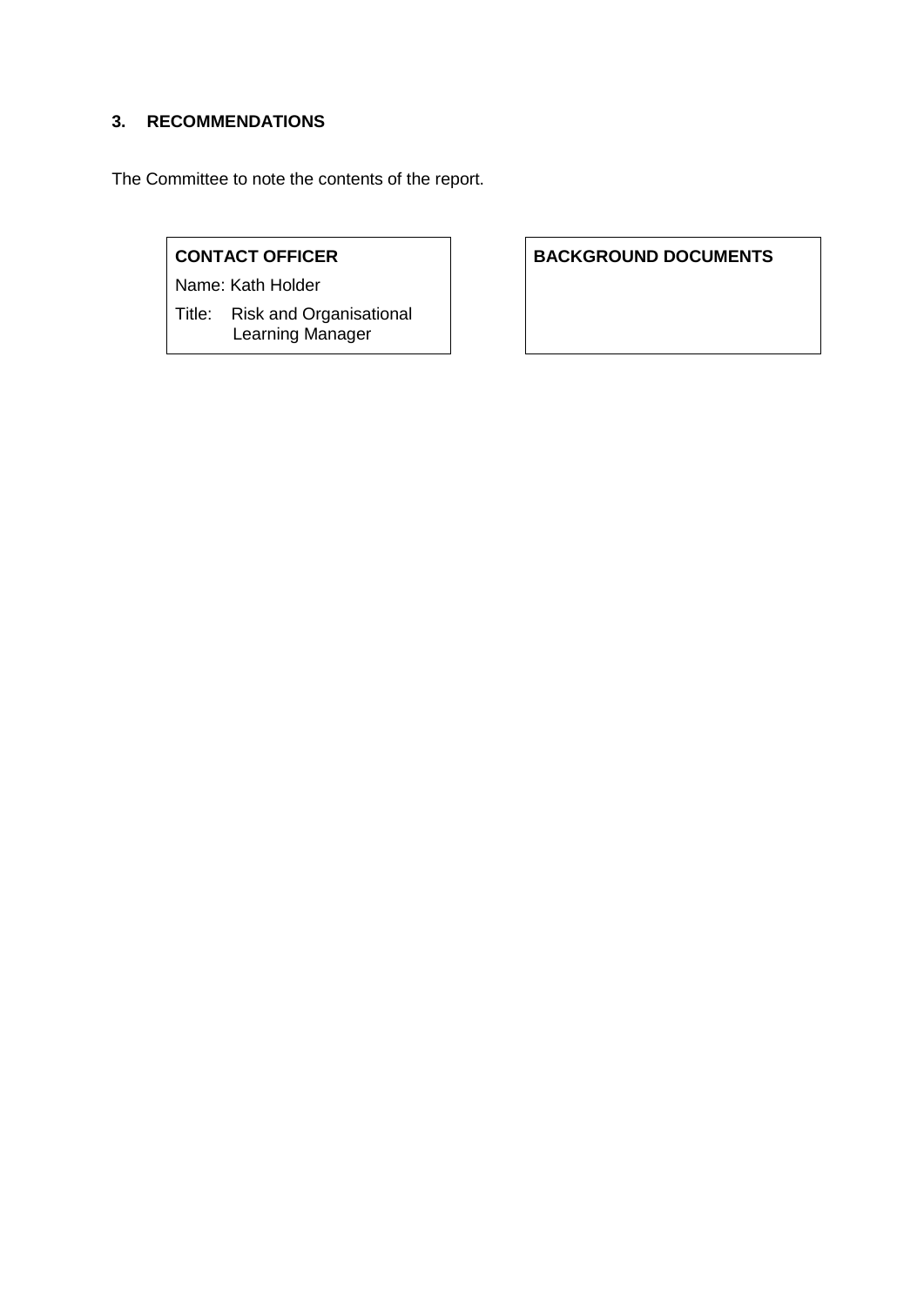## 3. RECOMMENDATIONS

The Committee to note the contents of the report.

| CONTACT OFFICER | BACKGROUND DOCUMENTS |
|---|---|
| Name: Kath Holder<br>Title: Risk and Organisational Learning Manager | |